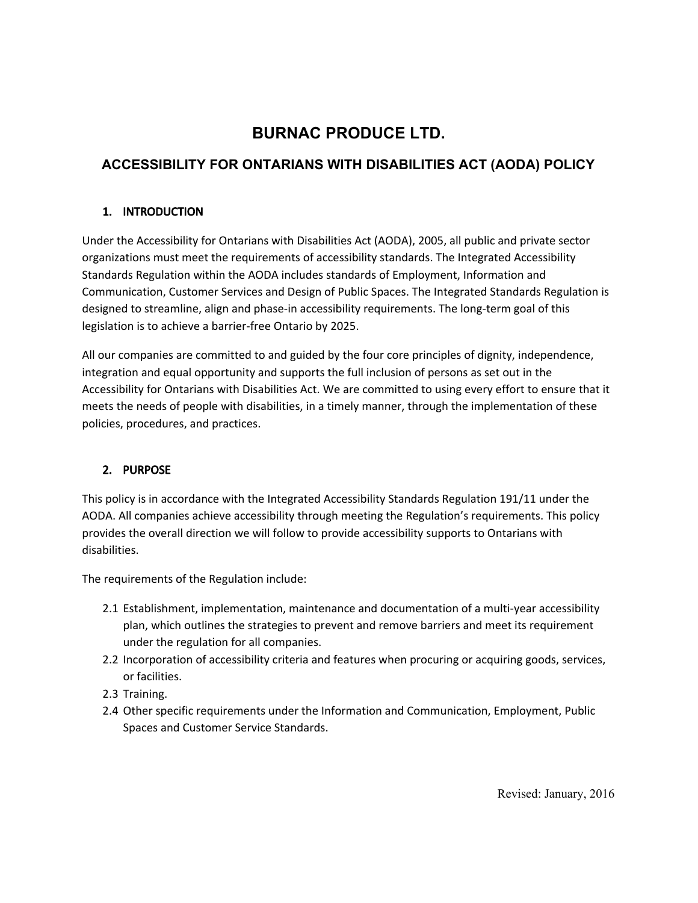# BURNAC PRODUCE LTD.

## ACCESSIBILITY FOR ONTARIANS WITH DISABILITIES ACT (AODA) POLICY

### 1. INTRODUCTION

Under the Accessibility for Ontarians with Disabilities Act (AODA), 2005, all public and private sector organizations must meet the requirements of accessibility standards. The Integrated Accessibility Standards Regulation within the AODA includes standards of Employment, Information and Communication, Customer Services and Design of Public Spaces. The Integrated Standards Regulation is designed to streamline, align and phase-in accessibility requirements. The long-term goal of this legislation is to achieve a barrier-free Ontario by 2025.

All our companies are committed to and guided by the four core principles of dignity, independence, integration and equal opportunity and supports the full inclusion of persons as set out in the Accessibility for Ontarians with Disabilities Act. We are committed to using every effort to ensure that it meets the needs of people with disabilities, in a timely manner, through the implementation of these policies, procedures, and practices.

### 2. PURPOSE

This policy is in accordance with the Integrated Accessibility Standards Regulation 191/11 under the AODA. All companies achieve accessibility through meeting the Regulation's requirements. This policy provides the overall direction we will follow to provide accessibility supports to Ontarians with disabilities.

The requirements of the Regulation include:

- 2.1 Establishment, implementation, maintenance and documentation of a multi-year accessibility plan, which outlines the strategies to prevent and remove barriers and meet its requirement under the regulation for all companies.
- 2.2 Incorporation of accessibility criteria and features when procuring or acquiring goods, services, or facilities.
- 2.3 Training.
- 2.4 Other specific requirements under the Information and Communication, Employment, Public Spaces and Customer Service Standards.

Revised: January, 2016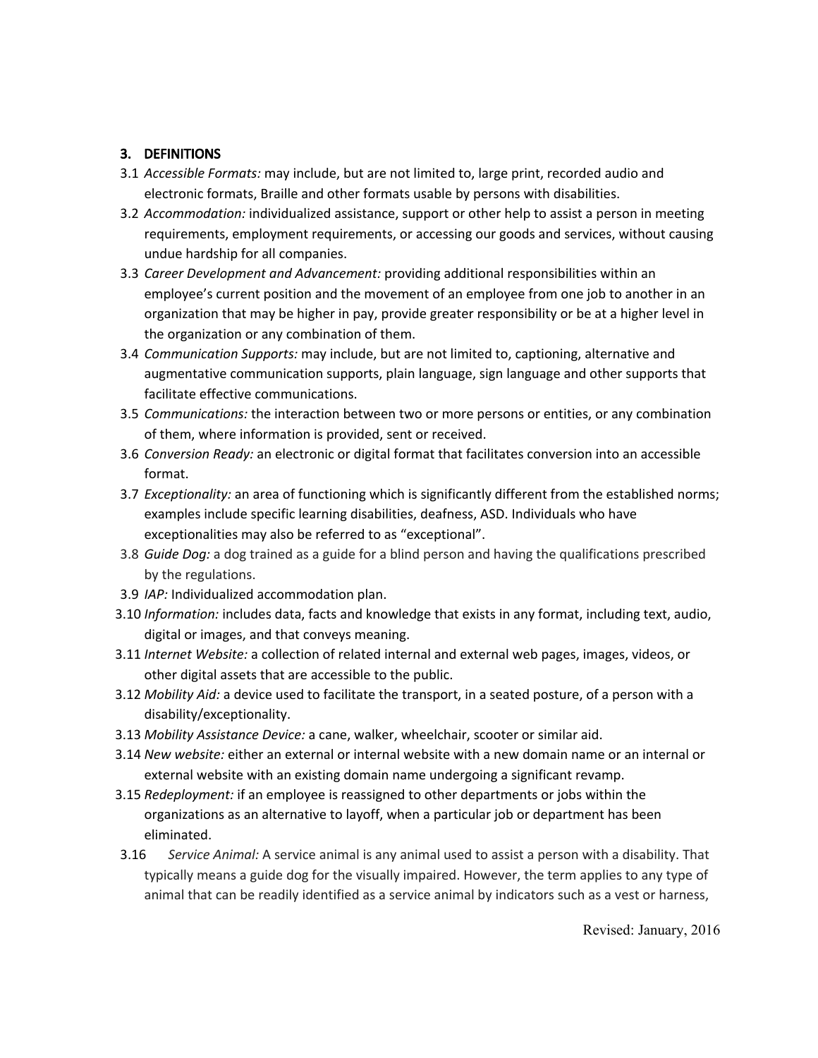## 3. DEFINITIONS

3.1 *Accessible Formats:* may include, but are not limited to, large print, recorded audio and electronic formats, Braille and other formats usable by persons with disabilities.

3.2 *Accommodation:* individualized assistance, support or other help to assist a person in meeting requirements, employment requirements, or accessing our goods and services, without causing undue hardship for all companies.

3.3 *Career Development and Advancement:* providing additional responsibilities within an employee's current position and the movement of an employee from one job to another in an organization that may be higher in pay, provide greater responsibility or be at a higher level in the organization or any combination of them.

3.4 *Communication Supports:* may include, but are not limited to, captioning, alternative and augmentative communication supports, plain language, sign language and other supports that facilitate effective communications.

3.5 *Communications:* the interaction between two or more persons or entities, or any combination of them, where information is provided, sent or received.

3.6 *Conversion Ready:* an electronic or digital format that facilitates conversion into an accessible format.

3.7 *Exceptionality:* an area of functioning which is significantly different from the established norms; examples include specific learning disabilities, deafness, ASD. Individuals who have exceptionalities may also be referred to as "exceptional".

3.8 *Guide Dog:* a dog trained as a guide for a blind person and having the qualifications prescribed by the regulations.

3.9 *IAP:* Individualized accommodation plan.

3.10 *Information:* includes data, facts and knowledge that exists in any format, including text, audio, digital or images, and that conveys meaning.

3.11 *Internet Website:* a collection of related internal and external web pages, images, videos, or other digital assets that are accessible to the public.

3.12 *Mobility Aid:* a device used to facilitate the transport, in a seated posture, of a person with a disability/exceptionality.

3.13 *Mobility Assistance Device:* a cane, walker, wheelchair, scooter or similar aid.

3.14 *New website:* either an external or internal website with a new domain name or an internal or external website with an existing domain name undergoing a significant revamp.

3.15 *Redeployment:* if an employee is reassigned to other departments or jobs within the organizations as an alternative to layoff, when a particular job or department has been eliminated.

3.16 *Service Animal:* A service animal is any animal used to assist a person with a disability. That typically means a guide dog for the visually impaired. However, the term applies to any type of animal that can be readily identified as a service animal by indicators such as a vest or harness,

Revised: January, 2016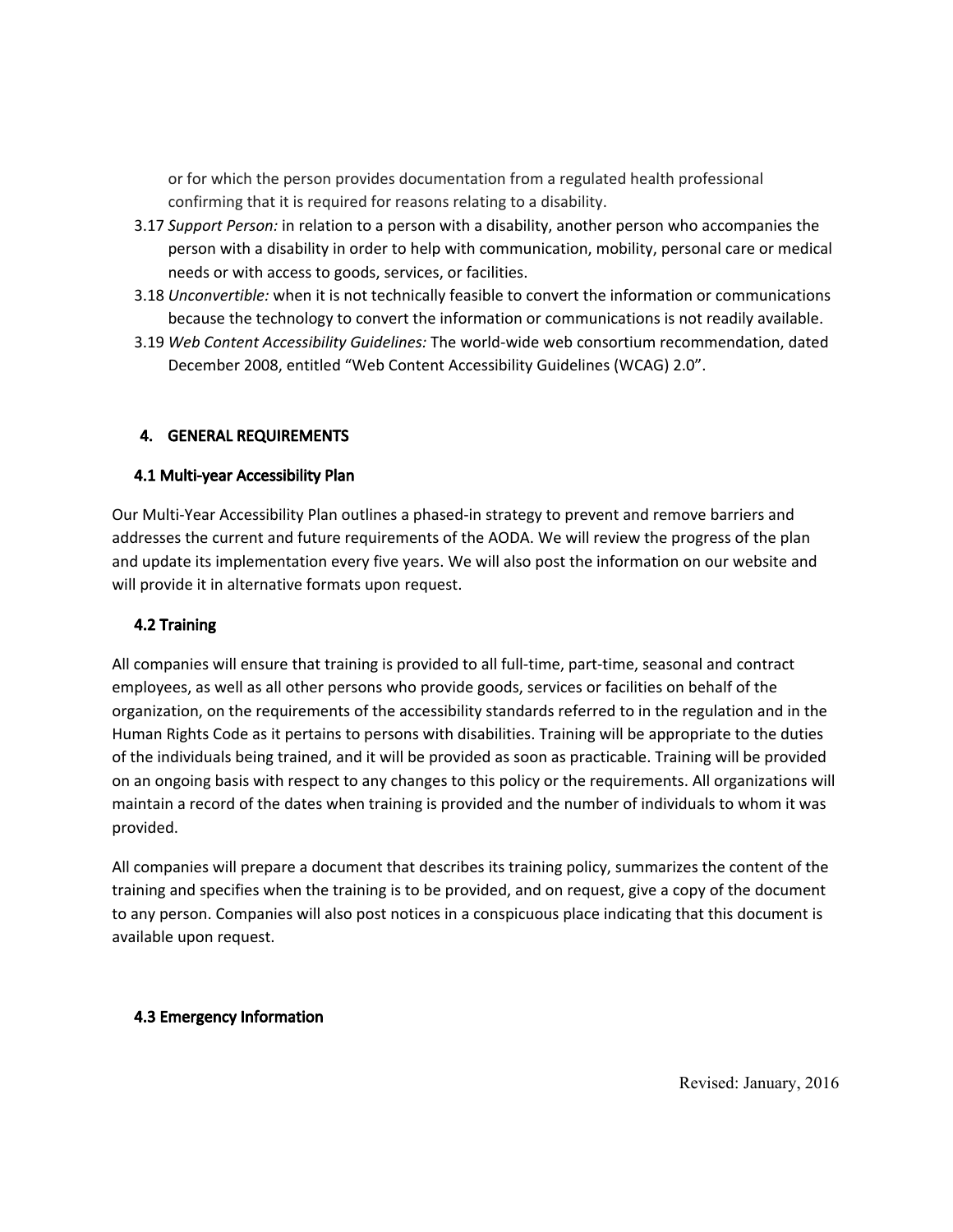or for which the person provides documentation from a regulated health professional confirming that it is required for reasons relating to a disability.

3.17 *Support Person:* in relation to a person with a disability, another person who accompanies the person with a disability in order to help with communication, mobility, personal care or medical needs or with access to goods, services, or facilities.

3.18 *Unconvertible:* when it is not technically feasible to convert the information or communications because the technology to convert the information or communications is not readily available.

3.19 *Web Content Accessibility Guidelines:* The world-wide web consortium recommendation, dated December 2008, entitled "Web Content Accessibility Guidelines (WCAG) 2.0".

## 4. GENERAL REQUIREMENTS

### 4.1 Multi-year Accessibility Plan

Our Multi-Year Accessibility Plan outlines a phased-in strategy to prevent and remove barriers and addresses the current and future requirements of the AODA. We will review the progress of the plan and update its implementation every five years. We will also post the information on our website and will provide it in alternative formats upon request.

### 4.2 Training

All companies will ensure that training is provided to all full-time, part-time, seasonal and contract employees, as well as all other persons who provide goods, services or facilities on behalf of the organization, on the requirements of the accessibility standards referred to in the regulation and in the Human Rights Code as it pertains to persons with disabilities. Training will be appropriate to the duties of the individuals being trained, and it will be provided as soon as practicable. Training will be provided on an ongoing basis with respect to any changes to this policy or the requirements. All organizations will maintain a record of the dates when training is provided and the number of individuals to whom it was provided.

All companies will prepare a document that describes its training policy, summarizes the content of the training and specifies when the training is to be provided, and on request, give a copy of the document to any person. Companies will also post notices in a conspicuous place indicating that this document is available upon request.

### 4.3 Emergency Information

Revised: January, 2016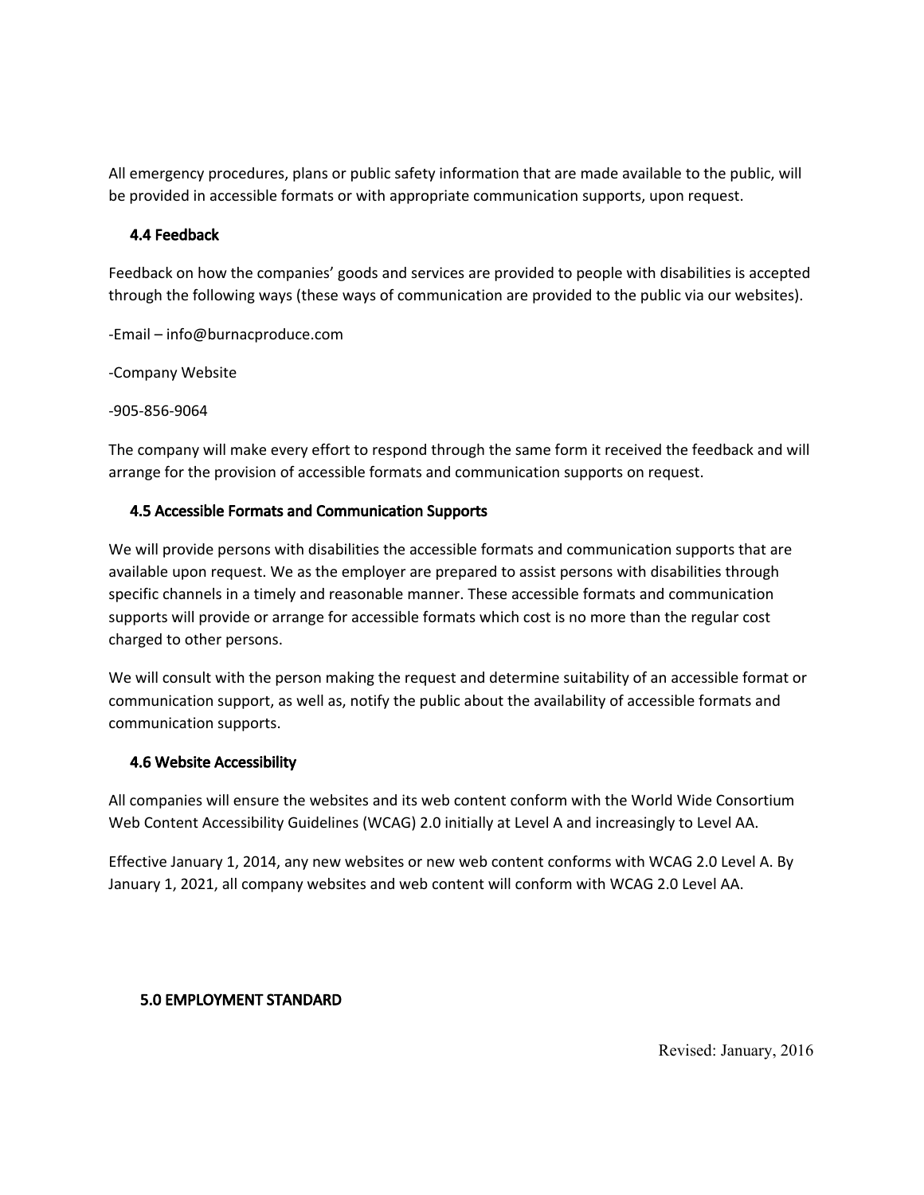All emergency procedures, plans or public safety information that are made available to the public, will be provided in accessible formats or with appropriate communication supports, upon request.

### 4.4 Feedback

Feedback on how the companies' goods and services are provided to people with disabilities is accepted through the following ways (these ways of communication are provided to the public via our websites).

-Email – info@burnacproduce.com

-Company Website

-905-856-9064

The company will make every effort to respond through the same form it received the feedback and will arrange for the provision of accessible formats and communication supports on request.

### 4.5 Accessible Formats and Communication Supports

We will provide persons with disabilities the accessible formats and communication supports that are available upon request. We as the employer are prepared to assist persons with disabilities through specific channels in a timely and reasonable manner. These accessible formats and communication supports will provide or arrange for accessible formats which cost is no more than the regular cost charged to other persons.

We will consult with the person making the request and determine suitability of an accessible format or communication support, as well as, notify the public about the availability of accessible formats and communication supports.

### 4.6 Website Accessibility

All companies will ensure the websites and its web content conform with the World Wide Consortium Web Content Accessibility Guidelines (WCAG) 2.0 initially at Level A and increasingly to Level AA.

Effective January 1, 2014, any new websites or new web content conforms with WCAG 2.0 Level A. By January 1, 2021, all company websites and web content will conform with WCAG 2.0 Level AA.

## 5.0 EMPLOYMENT STANDARD

Revised: January, 2016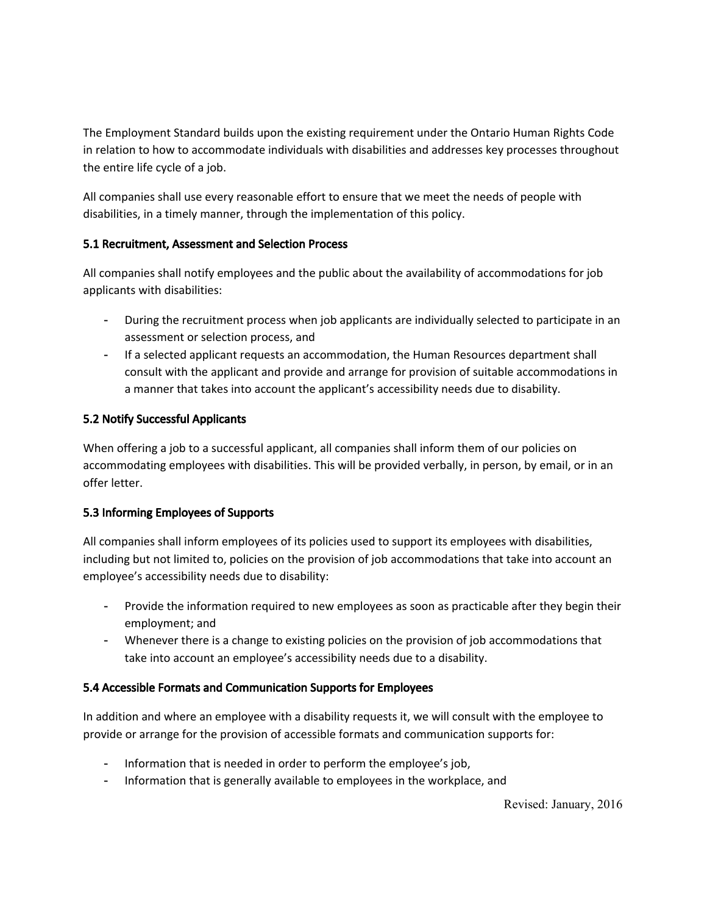The Employment Standard builds upon the existing requirement under the Ontario Human Rights Code in relation to how to accommodate individuals with disabilities and addresses key processes throughout the entire life cycle of a job.

All companies shall use every reasonable effort to ensure that we meet the needs of people with disabilities, in a timely manner, through the implementation of this policy.

### 5.1 Recruitment, Assessment and Selection Process

All companies shall notify employees and the public about the availability of accommodations for job applicants with disabilities:

- During the recruitment process when job applicants are individually selected to participate in an assessment or selection process, and
- If a selected applicant requests an accommodation, the Human Resources department shall consult with the applicant and provide and arrange for provision of suitable accommodations in a manner that takes into account the applicant's accessibility needs due to disability.

### 5.2 Notify Successful Applicants

When offering a job to a successful applicant, all companies shall inform them of our policies on accommodating employees with disabilities. This will be provided verbally, in person, by email, or in an offer letter.

### 5.3 Informing Employees of Supports

All companies shall inform employees of its policies used to support its employees with disabilities, including but not limited to, policies on the provision of job accommodations that take into account an employee's accessibility needs due to disability:

- Provide the information required to new employees as soon as practicable after they begin their employment; and
- Whenever there is a change to existing policies on the provision of job accommodations that take into account an employee's accessibility needs due to a disability.

### 5.4 Accessible Formats and Communication Supports for Employees

In addition and where an employee with a disability requests it, we will consult with the employee to provide or arrange for the provision of accessible formats and communication supports for:

- Information that is needed in order to perform the employee's job,
- Information that is generally available to employees in the workplace, and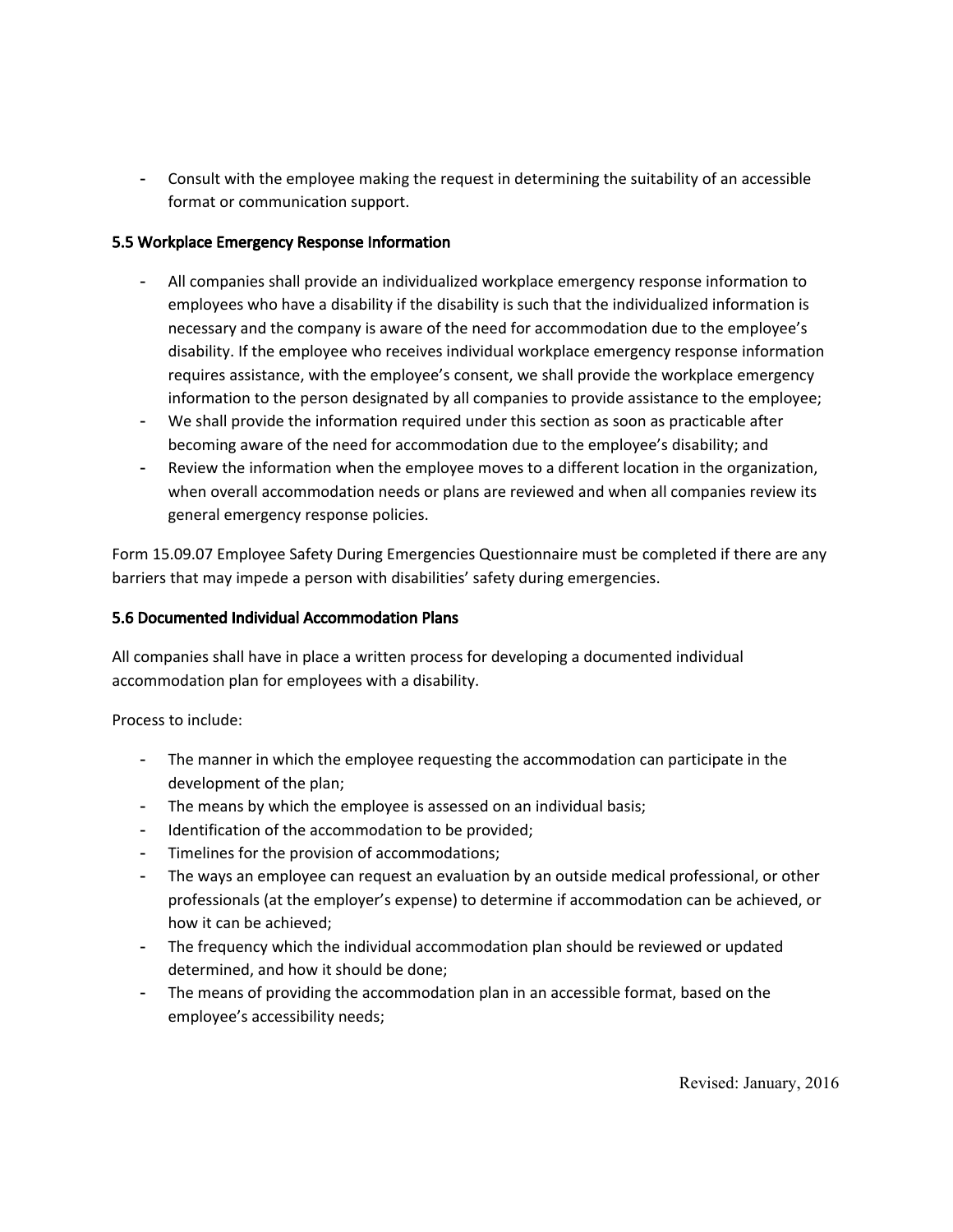- Consult with the employee making the request in determining the suitability of an accessible format or communication support.

### 5.5 Workplace Emergency Response Information

- All companies shall provide an individualized workplace emergency response information to employees who have a disability if the disability is such that the individualized information is necessary and the company is aware of the need for accommodation due to the employee's disability. If the employee who receives individual workplace emergency response information requires assistance, with the employee's consent, we shall provide the workplace emergency information to the person designated by all companies to provide assistance to the employee;
- We shall provide the information required under this section as soon as practicable after becoming aware of the need for accommodation due to the employee's disability; and
- Review the information when the employee moves to a different location in the organization, when overall accommodation needs or plans are reviewed and when all companies review its general emergency response policies.

Form 15.09.07 Employee Safety During Emergencies Questionnaire must be completed if there are any barriers that may impede a person with disabilities' safety during emergencies.

### 5.6 Documented Individual Accommodation Plans

All companies shall have in place a written process for developing a documented individual accommodation plan for employees with a disability.

Process to include:

- The manner in which the employee requesting the accommodation can participate in the development of the plan;
- The means by which the employee is assessed on an individual basis;
- Identification of the accommodation to be provided;
- Timelines for the provision of accommodations;
- The ways an employee can request an evaluation by an outside medical professional, or other professionals (at the employer's expense) to determine if accommodation can be achieved, or how it can be achieved;
- The frequency which the individual accommodation plan should be reviewed or updated determined, and how it should be done;
- The means of providing the accommodation plan in an accessible format, based on the employee's accessibility needs;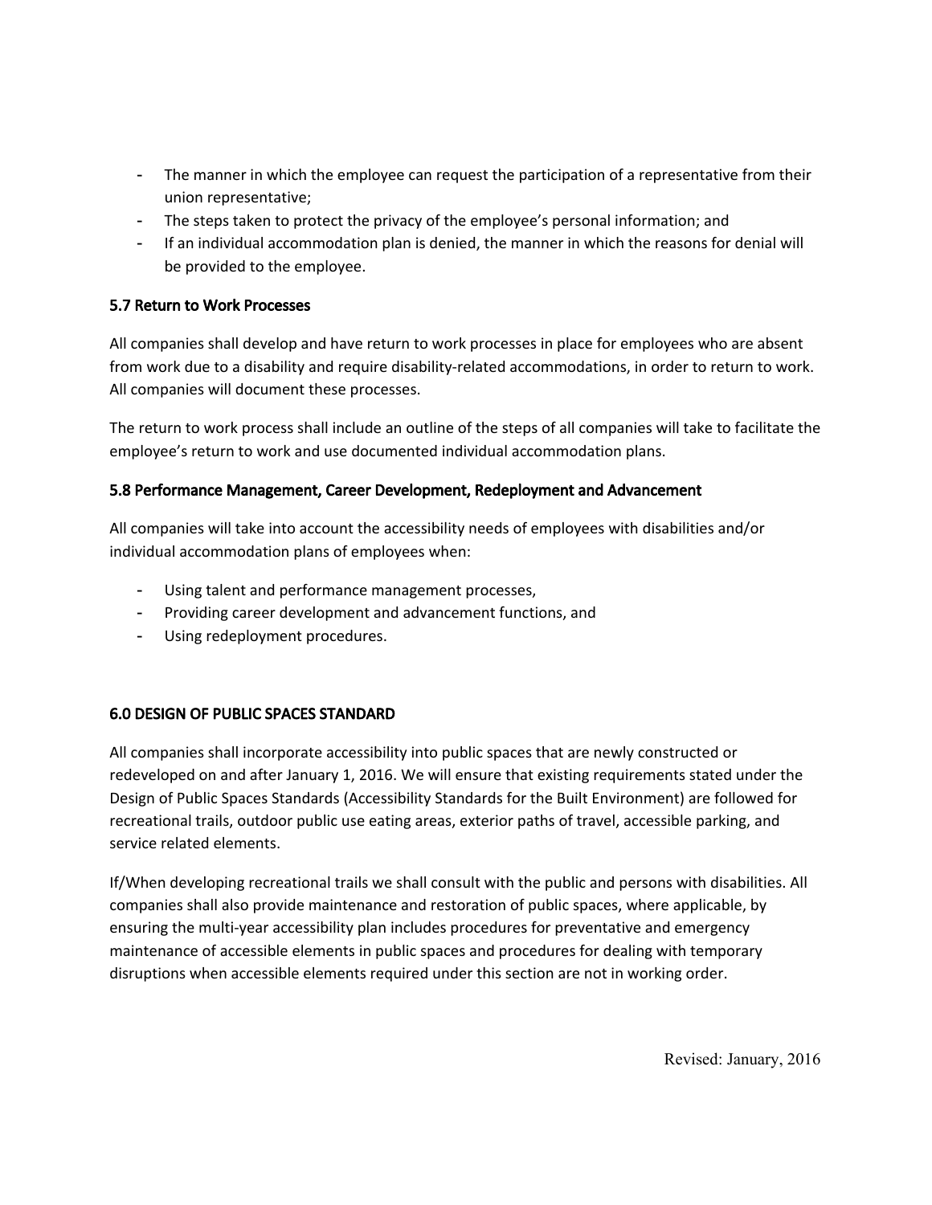- The manner in which the employee can request the participation of a representative from their union representative;
- The steps taken to protect the privacy of the employee's personal information; and
- If an individual accommodation plan is denied, the manner in which the reasons for denial will be provided to the employee.

### 5.7 Return to Work Processes

All companies shall develop and have return to work processes in place for employees who are absent from work due to a disability and require disability-related accommodations, in order to return to work. All companies will document these processes.

The return to work process shall include an outline of the steps of all companies will take to facilitate the employee's return to work and use documented individual accommodation plans.

### 5.8 Performance Management, Career Development, Redeployment and Advancement

All companies will take into account the accessibility needs of employees with disabilities and/or individual accommodation plans of employees when:

- Using talent and performance management processes,
- Providing career development and advancement functions, and
- Using redeployment procedures.

## 6.0 DESIGN OF PUBLIC SPACES STANDARD

All companies shall incorporate accessibility into public spaces that are newly constructed or redeveloped on and after January 1, 2016. We will ensure that existing requirements stated under the Design of Public Spaces Standards (Accessibility Standards for the Built Environment) are followed for recreational trails, outdoor public use eating areas, exterior paths of travel, accessible parking, and service related elements.

If/When developing recreational trails we shall consult with the public and persons with disabilities. All companies shall also provide maintenance and restoration of public spaces, where applicable, by ensuring the multi-year accessibility plan includes procedures for preventative and emergency maintenance of accessible elements in public spaces and procedures for dealing with temporary disruptions when accessible elements required under this section are not in working order.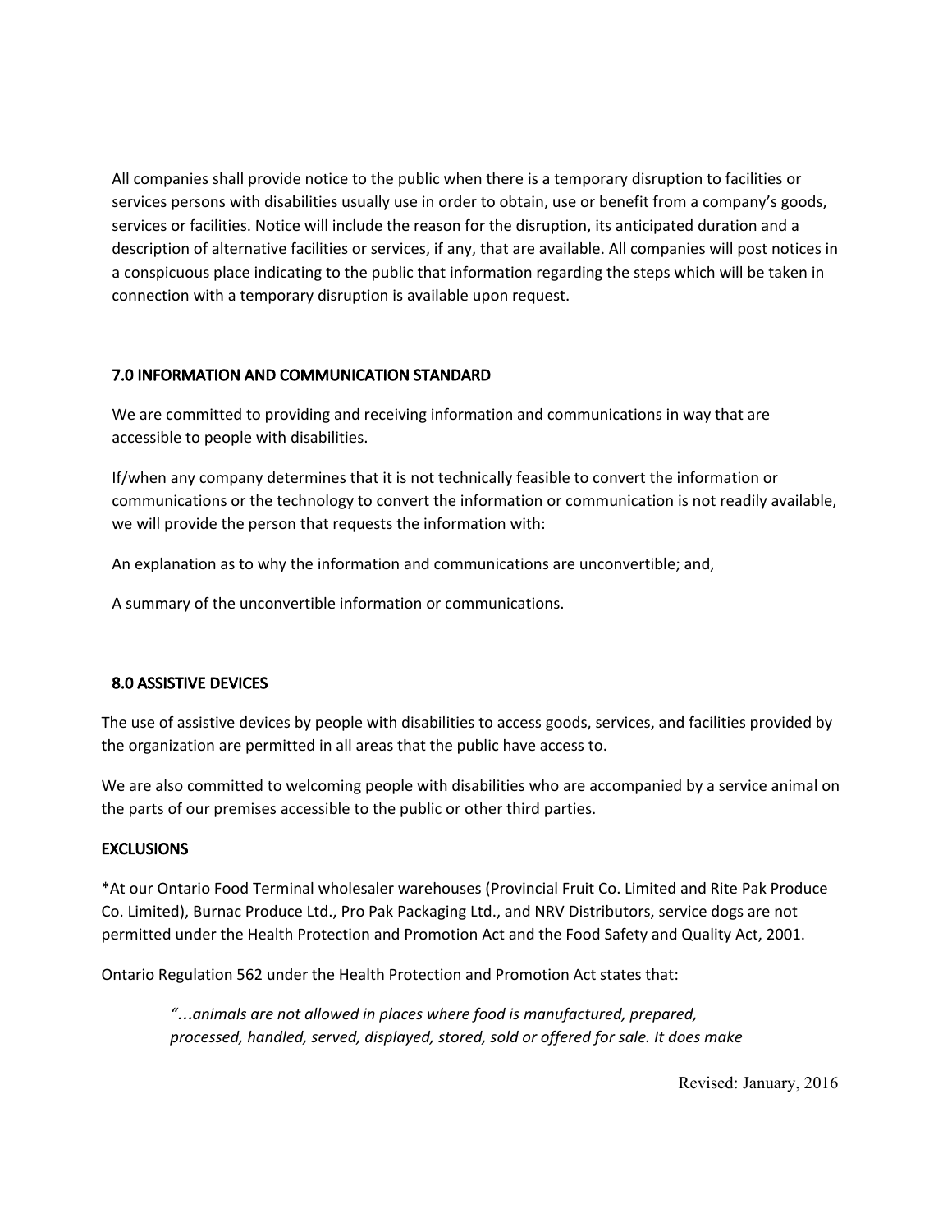All companies shall provide notice to the public when there is a temporary disruption to facilities or services persons with disabilities usually use in order to obtain, use or benefit from a company's goods, services or facilities. Notice will include the reason for the disruption, its anticipated duration and a description of alternative facilities or services, if any, that are available. All companies will post notices in a conspicuous place indicating to the public that information regarding the steps which will be taken in connection with a temporary disruption is available upon request.

## 7.0 INFORMATION AND COMMUNICATION STANDARD

We are committed to providing and receiving information and communications in way that are accessible to people with disabilities.

If/when any company determines that it is not technically feasible to convert the information or communications or the technology to convert the information or communication is not readily available, we will provide the person that requests the information with:

An explanation as to why the information and communications are unconvertible; and,

A summary of the unconvertible information or communications.

## 8.0 ASSISTIVE DEVICES

The use of assistive devices by people with disabilities to access goods, services, and facilities provided by the organization are permitted in all areas that the public have access to.

We are also committed to welcoming people with disabilities who are accompanied by a service animal on the parts of our premises accessible to the public or other third parties.

## EXCLUSIONS

*At our Ontario Food Terminal wholesaler warehouses (Provincial Fruit Co. Limited and Rite Pak Produce Co. Limited), Burnac Produce Ltd., Pro Pak Packaging Ltd., and NRV Distributors, service dogs are not permitted under the Health Protection and Promotion Act and the Food Safety and Quality Act, 2001.

Ontario Regulation 562 under the Health Protection and Promotion Act states that:

> *"…animals are not allowed in places where food is manufactured, prepared, processed, handled, served, displayed, stored, sold or offered for sale. It does make*

Revised: January, 2016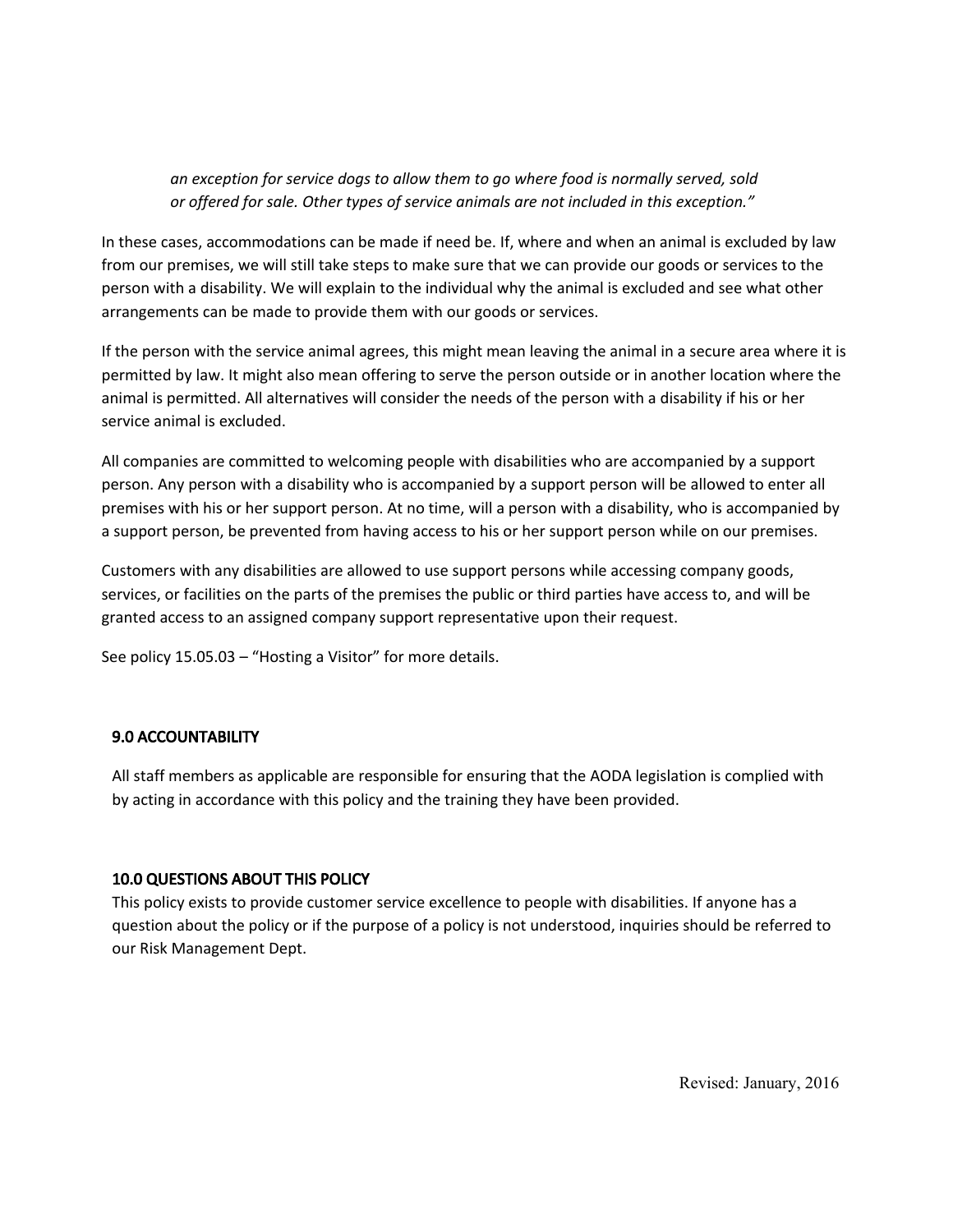*an exception for service dogs to allow them to go where food is normally served, sold or offered for sale. Other types of service animals are not included in this exception."*

In these cases, accommodations can be made if need be. If, where and when an animal is excluded by law from our premises, we will still take steps to make sure that we can provide our goods or services to the person with a disability. We will explain to the individual why the animal is excluded and see what other arrangements can be made to provide them with our goods or services.

If the person with the service animal agrees, this might mean leaving the animal in a secure area where it is permitted by law. It might also mean offering to serve the person outside or in another location where the animal is permitted. All alternatives will consider the needs of the person with a disability if his or her service animal is excluded.

All companies are committed to welcoming people with disabilities who are accompanied by a support person. Any person with a disability who is accompanied by a support person will be allowed to enter all premises with his or her support person. At no time, will a person with a disability, who is accompanied by a support person, be prevented from having access to his or her support person while on our premises.

Customers with any disabilities are allowed to use support persons while accessing company goods, services, or facilities on the parts of the premises the public or third parties have access to, and will be granted access to an assigned company support representative upon their request.

See policy 15.05.03 – "Hosting a Visitor" for more details.

## 9.0 ACCOUNTABILITY

All staff members as applicable are responsible for ensuring that the AODA legislation is complied with by acting in accordance with this policy and the training they have been provided.

## 10.0 QUESTIONS ABOUT THIS POLICY

This policy exists to provide customer service excellence to people with disabilities. If anyone has a question about the policy or if the purpose of a policy is not understood, inquiries should be referred to our Risk Management Dept.

Revised: January, 2016